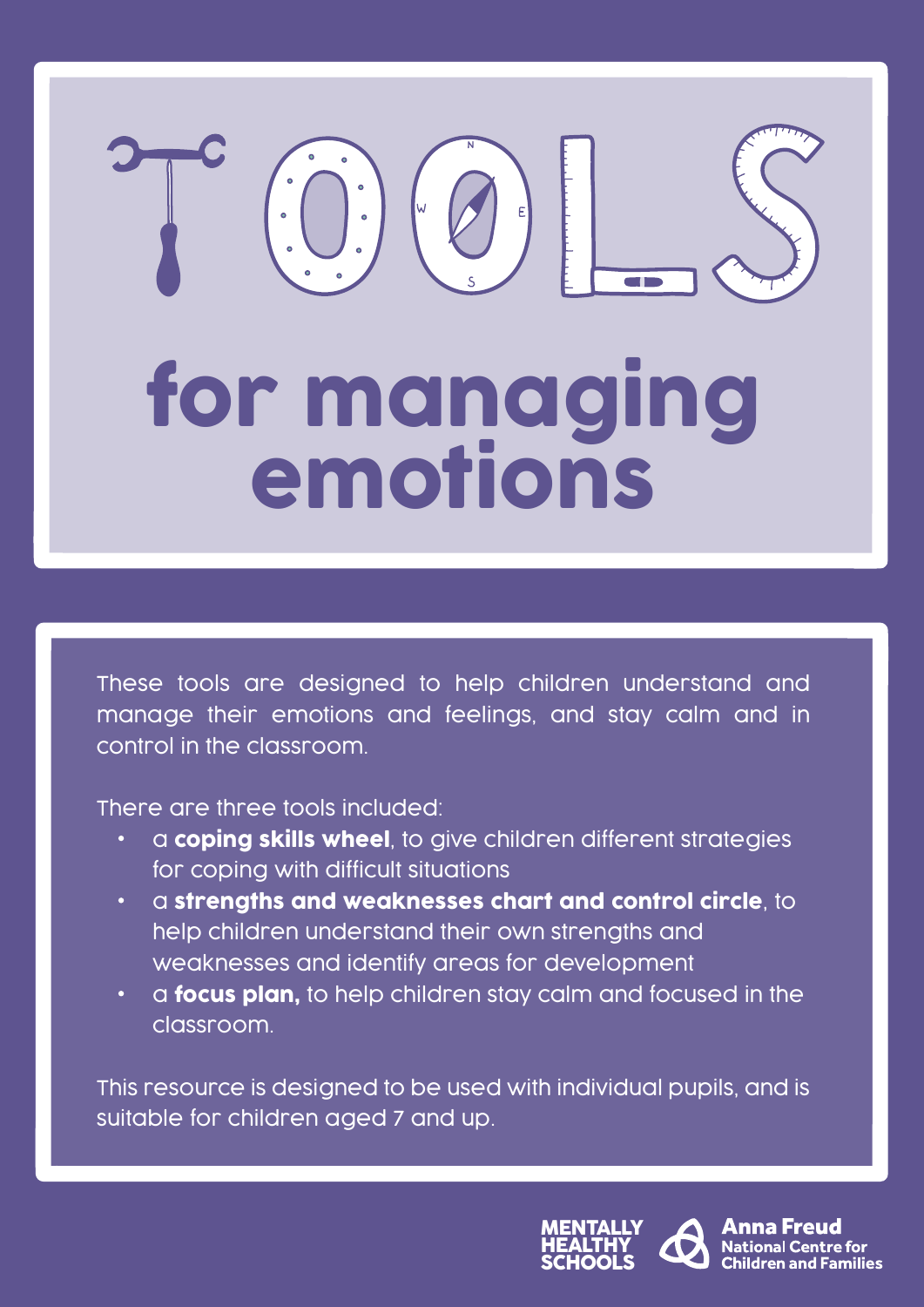# TOOLS for managing emotions

These tools are designed to help children understand and manage their emotions and feelings, and stay calm and in control in the classroom.

There are three tools included:

- a **coping skills wheel**, to give children different strategies for coping with difficult situations
- a **strengths and weaknesses chart and control circle**, to help children understand their own strengths and weaknesses and identify areas for development
- a **focus plan,** to help children stay calm and focused in the classroom.

This resource is designed to be used with individual pupils, and is suitable for children aged 7 and up.

MENTALLY HEALTHY SCHOOLS

Anna Freud National Centre for Children and Families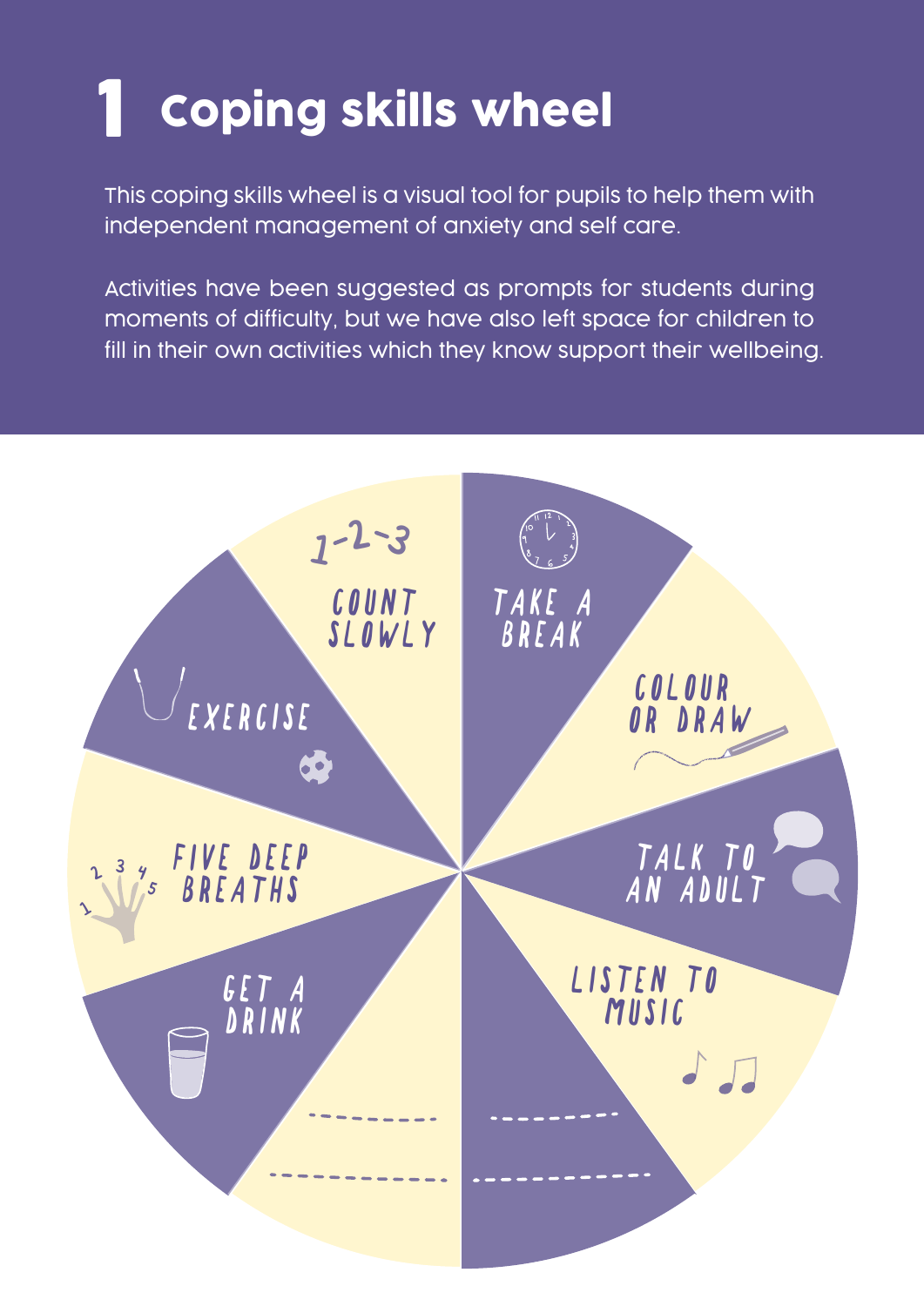# 1 Coping skills wheel

This coping skills wheel is a visual tool for pupils to help them with independent management of anxiety and self care.

Activities have been suggested as prompts for students during moments of difficulty, but we have also left space for children to fill in their own activities which they know support their wellbeing.

- 1-2-3 COUNT SLOWLY
- TAKE A BREAK
- COLOUR OR DRAW
- TALK TO AN ADULT
- LISTEN TO MUSIC
- ----------
- ----------
- GET A DRINK
- FIVE DEEP BREATHS
- EXERCISE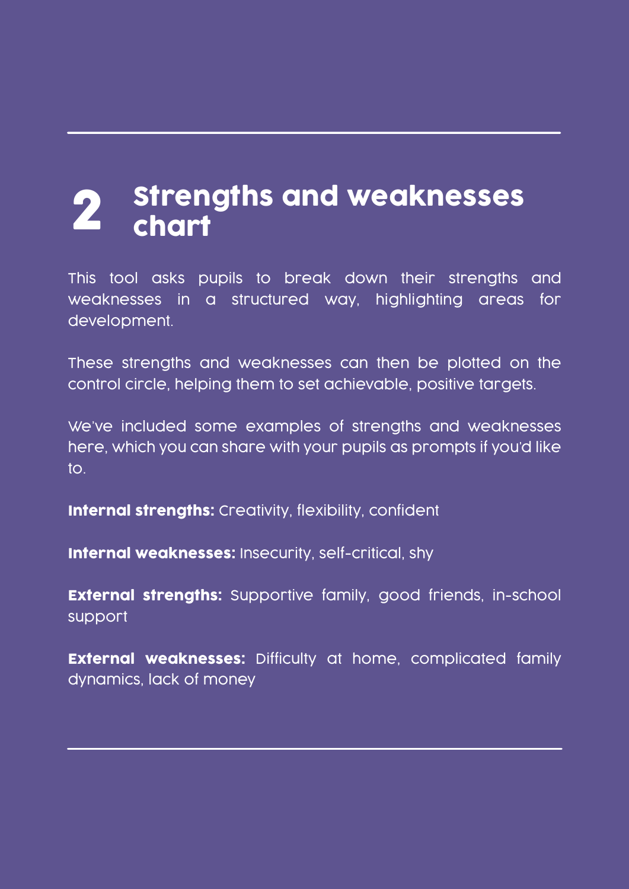## 2 Strengths and weaknesses chart

This tool asks pupils to break down their strengths and weaknesses in a structured way, highlighting areas for development.

These strengths and weaknesses can then be plotted on the control circle, helping them to set achievable, positive targets.

We've included some examples of strengths and weaknesses here, which you can share with your pupils as prompts if you'd like to.

**Internal strengths:** Creativity, flexibility, confident

**Internal weaknesses:** Insecurity, self-critical, shy

**External strengths:** Supportive family, good friends, in-school support

**External weaknesses:** Difficulty at home, complicated family dynamics, lack of money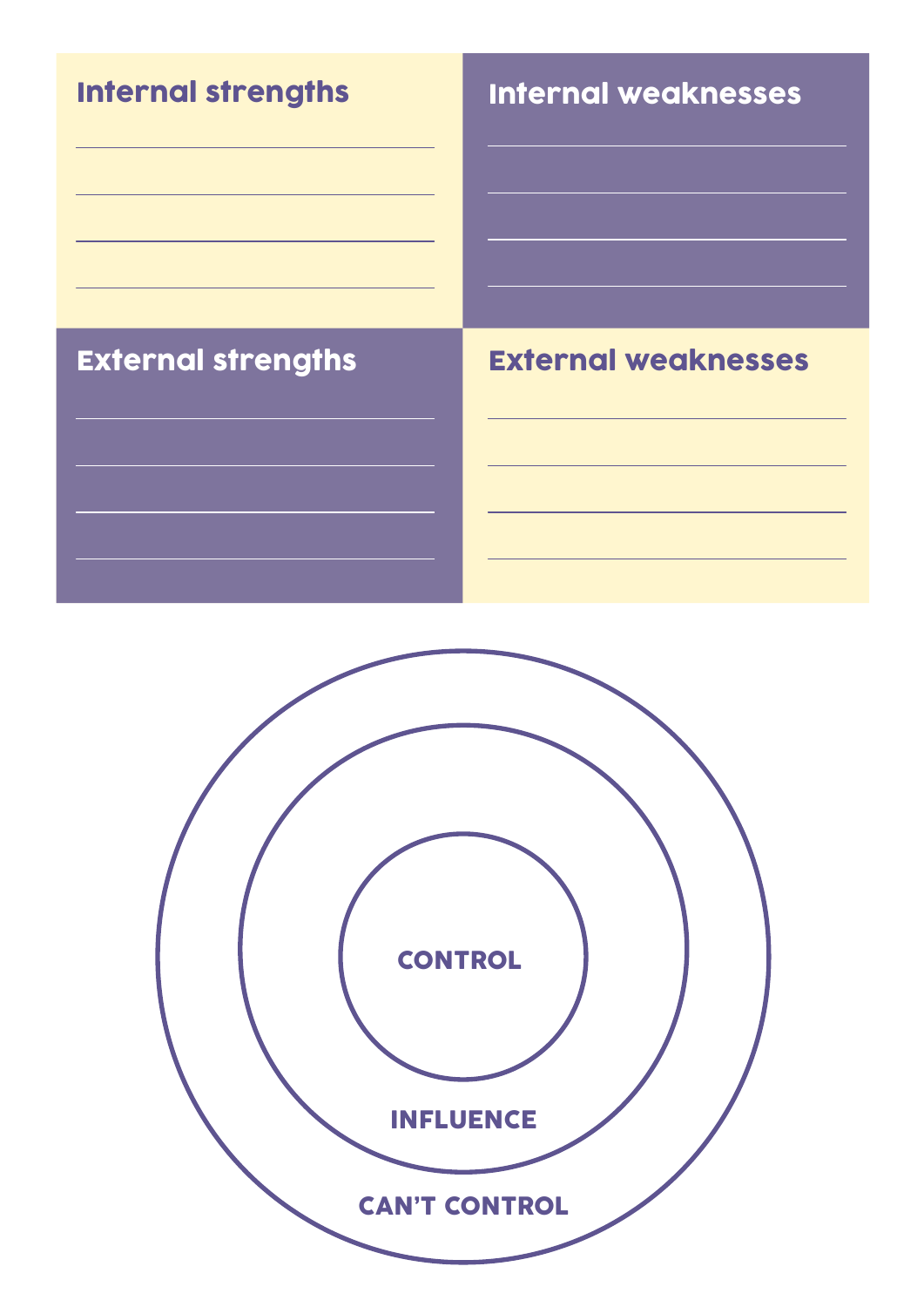| Internal strengths | Internal weaknesses |
| --- | --- |
| | |
| | |
| | |
| | |

| External strengths | External weaknesses |
| --- | --- |
| | |
| | |
| | |
| | |

CONTROL

INFLUENCE

CAN'T CONTROL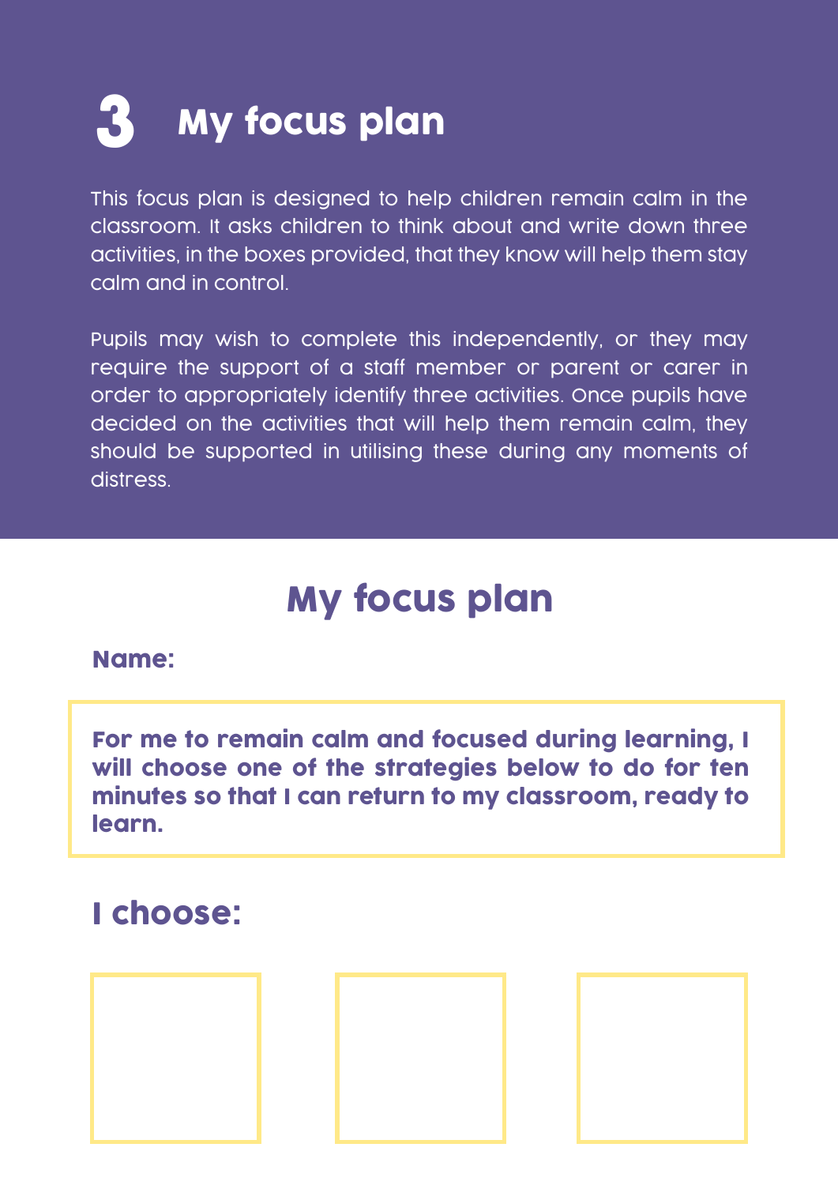# 3 My focus plan

This focus plan is designed to help children remain calm in the classroom. It asks children to think about and write down three activities, in the boxes provided, that they know will help them stay calm and in control.

Pupils may wish to complete this independently, or they may require the support of a staff member or parent or carer in order to appropriately identify three activities. Once pupils have decided on the activities that will help them remain calm, they should be supported in utilising these during any moments of distress.

## My focus plan

**Name:**

**For me to remain calm and focused during learning, I will choose one of the strategies below to do for ten minutes so that I can return to my classroom, ready to learn.**

## I choose: